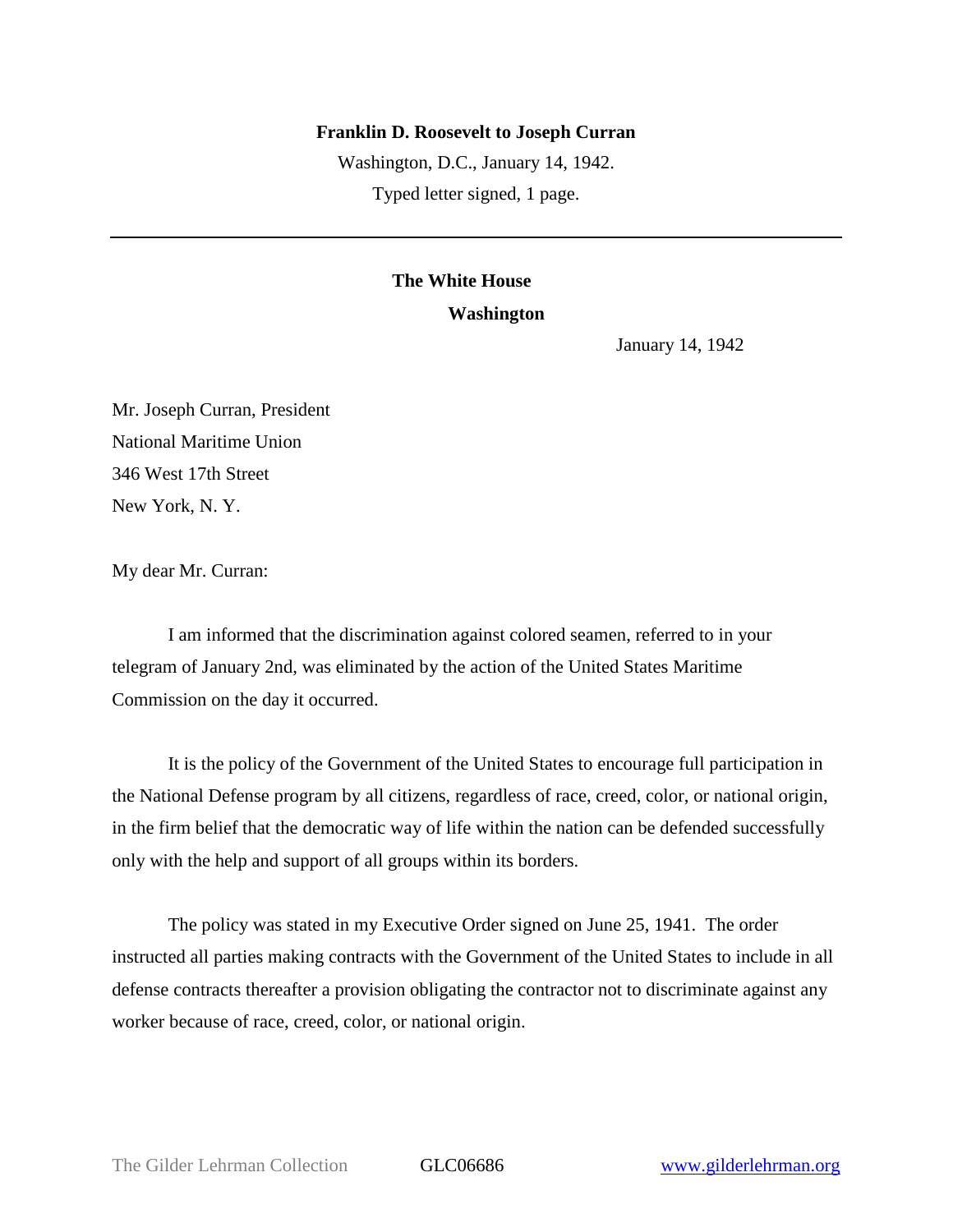**Franklin D. Roosevelt to Joseph Curran**

Washington, D.C., January 14, 1942.

Typed letter signed, 1 page.

---

**The White House**

**Washington**

January 14, 1942

Mr. Joseph Curran, President
National Maritime Union
346 West 17th Street
New York, N. Y.

My dear Mr. Curran:

I am informed that the discrimination against colored seamen, referred to in your telegram of January 2nd, was eliminated by the action of the United States Maritime Commission on the day it occurred.

It is the policy of the Government of the United States to encourage full participation in the National Defense program by all citizens, regardless of race, creed, color, or national origin, in the firm belief that the democratic way of life within the nation can be defended successfully only with the help and support of all groups within its borders.

The policy was stated in my Executive Order signed on June 25, 1941. The order instructed all parties making contracts with the Government of the United States to include in all defense contracts thereafter a provision obligating the contractor not to discriminate against any worker because of race, creed, color, or national origin.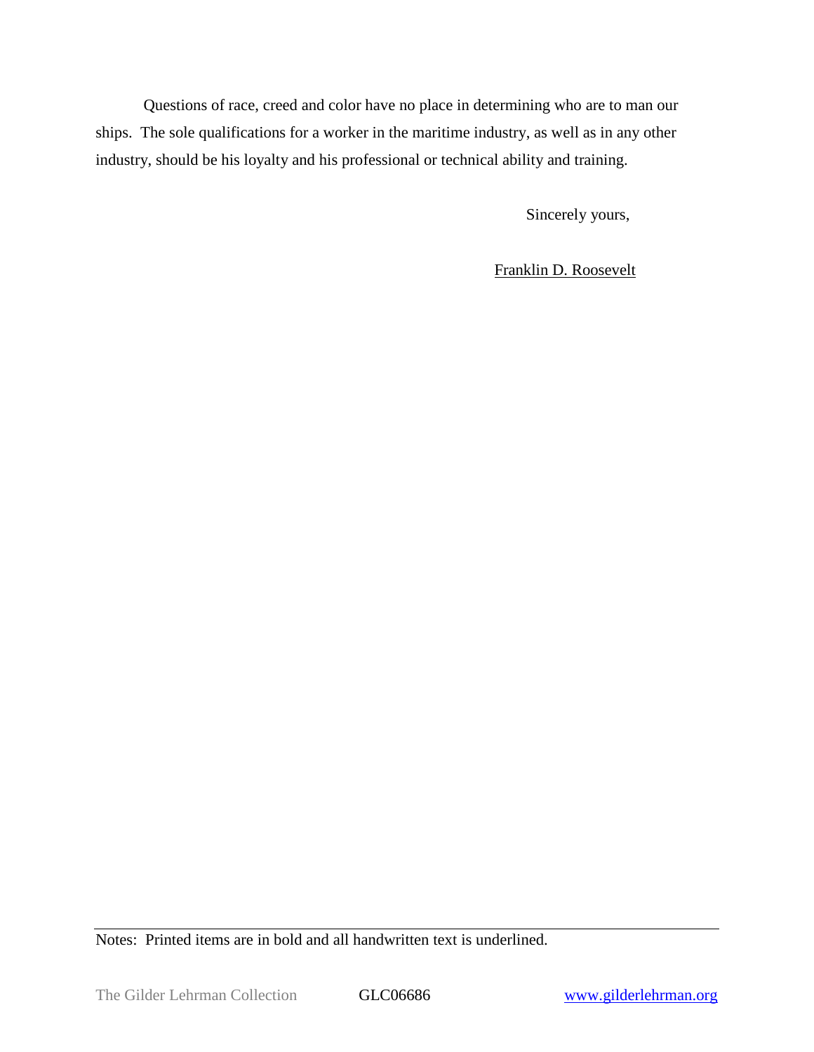Questions of race, creed and color have no place in determining who are to man our ships. The sole qualifications for a worker in the maritime industry, as well as in any other industry, should be his loyalty and his professional or technical ability and training.

Sincerely yours,

Franklin D. Roosevelt

Notes: Printed items are in bold and all handwritten text is underlined.